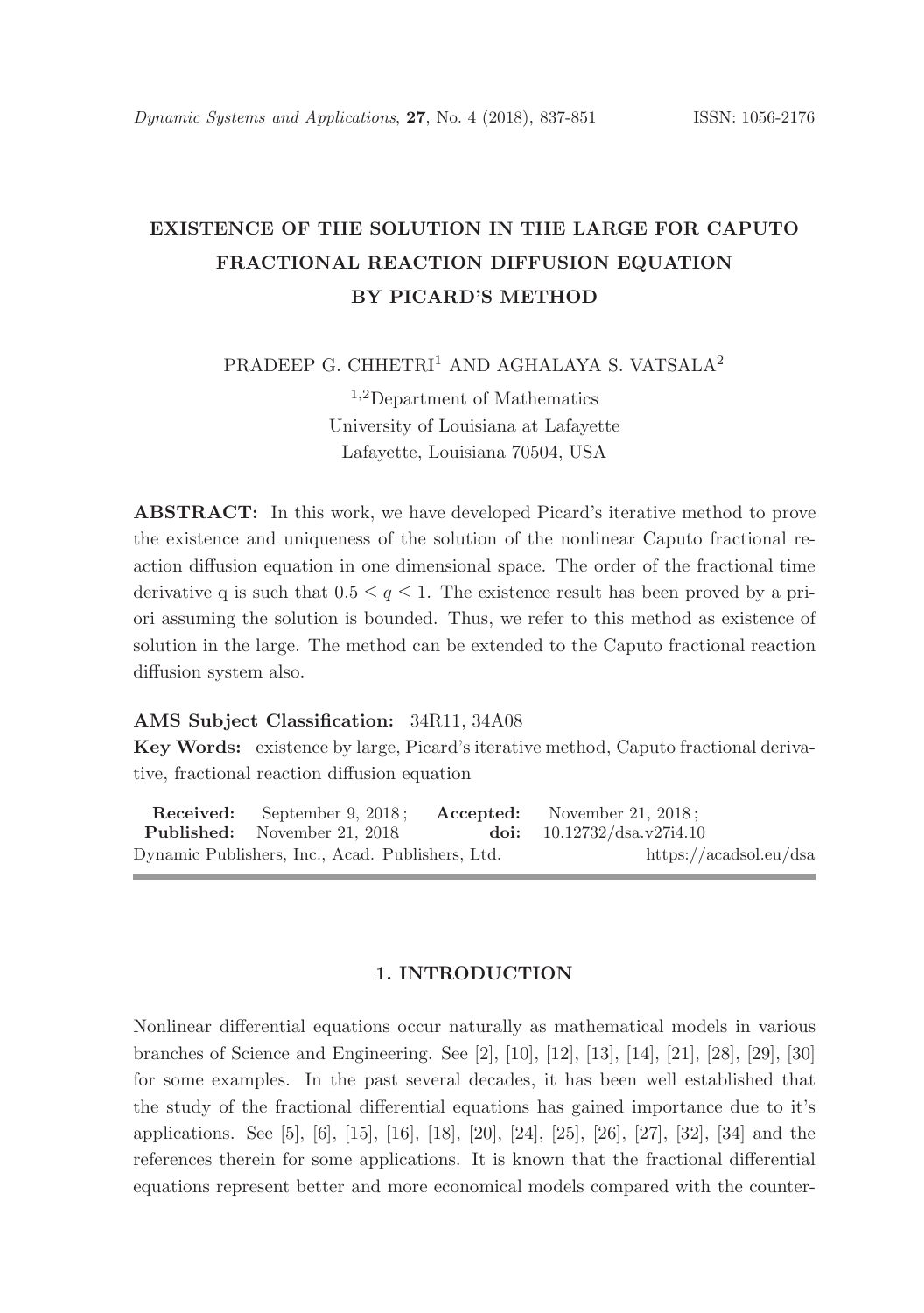# EXISTENCE OF THE SOLUTION IN THE LARGE FOR CAPUTO FRACTIONAL REACTION DIFFUSION EQUATION BY PICARD'S METHOD

PRADEEP G. CHHETRI[1] AND AGHALAYA S. VATSALA[2]

[1,2]Department of Mathematics
University of Louisiana at Lafayette
Lafayette, Louisiana 70504, USA

**ABSTRACT:** In this work, we have developed Picard's iterative method to prove the existence and uniqueness of the solution of the nonlinear Caputo fractional reaction diffusion equation in one dimensional space. The order of the fractional time derivative q is such that $0.5 \leq q \leq 1$. The existence result has been proved by a priori assuming the solution is bounded. Thus, we refer to this method as existence of solution in the large. The method can be extended to the Caputo fractional reaction diffusion system also.

**AMS Subject Classification:** 34R11, 34A08

**Key Words:** existence by large, Picard's iterative method, Caputo fractional derivative, fractional reaction diffusion equation

**Received:** September 9, 2018; **Accepted:** November 21, 2018;
**Published:** November 21, 2018 **doi:** 10.12732/dsa.v27i4.10
Dynamic Publishers, Inc., Acad. Publishers, Ltd. https://acadsol.eu/dsa

## 1. INTRODUCTION

Nonlinear differential equations occur naturally as mathematical models in various branches of Science and Engineering. See [2], [10], [12], [13], [14], [21], [28], [29], [30] for some examples. In the past several decades, it has been well established that the study of the fractional differential equations has gained importance due to it's applications. See [5], [6], [15], [16], [18], [20], [24], [25], [26], [27], [32], [34] and the references therein for some applications. It is known that the fractional differential equations represent better and more economical models compared with the counter-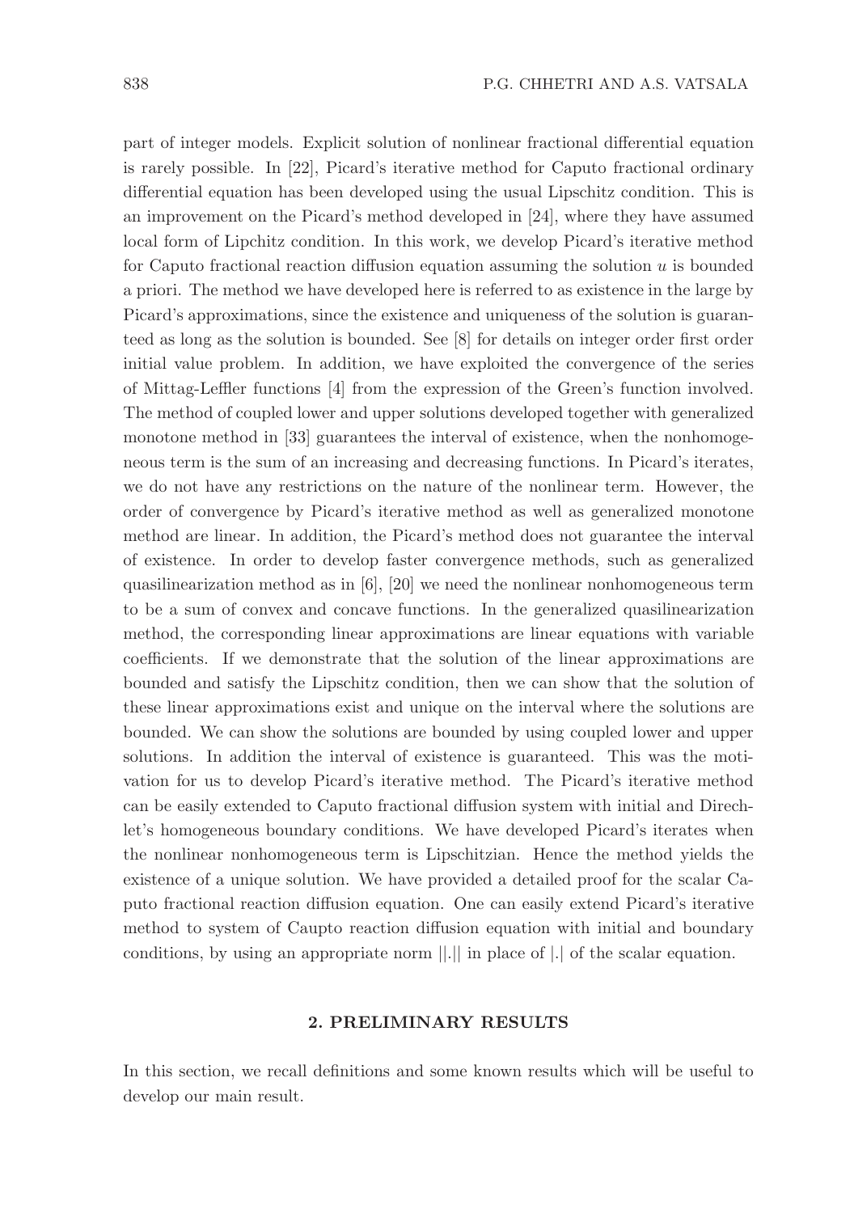part of integer models. Explicit solution of nonlinear fractional differential equation is rarely possible. In [22], Picard's iterative method for Caputo fractional ordinary differential equation has been developed using the usual Lipschitz condition. This is an improvement on the Picard's method developed in [24], where they have assumed local form of Lipchitz condition. In this work, we develop Picard's iterative method for Caputo fractional reaction diffusion equation assuming the solution $u$ is bounded a priori. The method we have developed here is referred to as existence in the large by Picard's approximations, since the existence and uniqueness of the solution is guaranteed as long as the solution is bounded. See [8] for details on integer order first order initial value problem. In addition, we have exploited the convergence of the series of Mittag-Leffler functions [4] from the expression of the Green's function involved. The method of coupled lower and upper solutions developed together with generalized monotone method in [33] guarantees the interval of existence, when the nonhomogeneous term is the sum of an increasing and decreasing functions. In Picard's iterates, we do not have any restrictions on the nature of the nonlinear term. However, the order of convergence by Picard's iterative method as well as generalized monotone method are linear. In addition, the Picard's method does not guarantee the interval of existence. In order to develop faster convergence methods, such as generalized quasilinearization method as in [6], [20] we need the nonlinear nonhomogeneous term to be a sum of convex and concave functions. In the generalized quasilinearization method, the corresponding linear approximations are linear equations with variable coefficients. If we demonstrate that the solution of the linear approximations are bounded and satisfy the Lipschitz condition, then we can show that the solution of these linear approximations exist and unique on the interval where the solutions are bounded. We can show the solutions are bounded by using coupled lower and upper solutions. In addition the interval of existence is guaranteed. This was the motivation for us to develop Picard's iterative method. The Picard's iterative method can be easily extended to Caputo fractional diffusion system with initial and Direchlet's homogeneous boundary conditions. We have developed Picard's iterates when the nonlinear nonhomogeneous term is Lipschitzian. Hence the method yields the existence of a unique solution. We have provided a detailed proof for the scalar Caputo fractional reaction diffusion equation. One can easily extend Picard's iterative method to system of Caupto reaction diffusion equation with initial and boundary conditions, by using an appropriate norm $||.||$ in place of $|.|$ of the scalar equation.

## 2. PRELIMINARY RESULTS

In this section, we recall definitions and some known results which will be useful to develop our main result.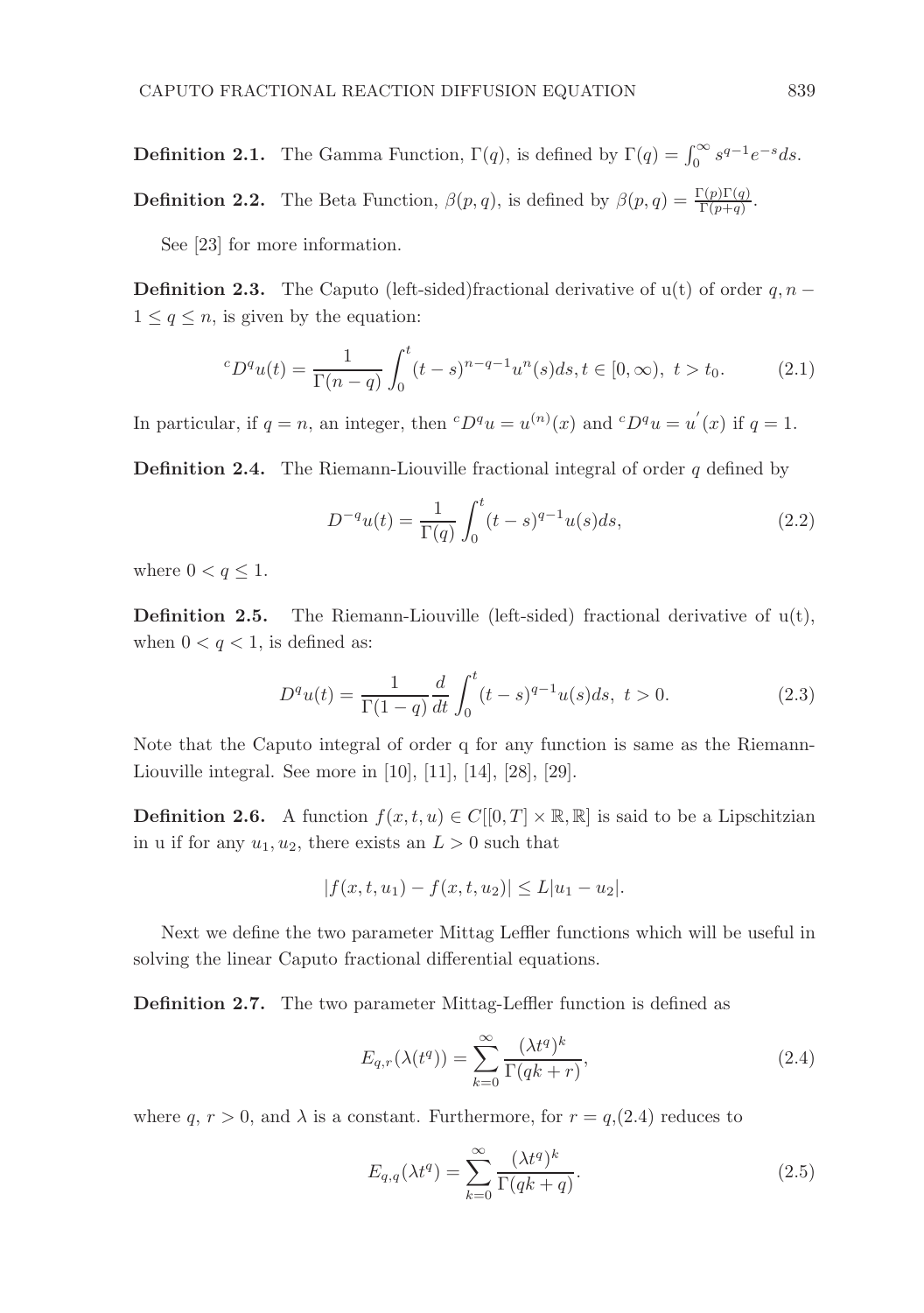**Definition 2.1.** The Gamma Function, $\Gamma(q)$, is defined by $\Gamma(q) = \int_0^\infty s^{q-1}e^{-s}ds$.

**Definition 2.2.** The Beta Function, $\beta(p,q)$, is defined by $\beta(p,q) = \frac{\Gamma(p)\Gamma(q)}{\Gamma(p+q)}$.

See [23] for more information.

**Definition 2.3.** The Caputo (left-sided)fractional derivative of u(t) of order $q, n-1 \leq q \leq n$, is given by the equation:

$$^cD^q u(t) = \frac{1}{\Gamma(n-q)} \int_0^t (t-s)^{n-q-1} u^n(s) ds, t \in [0,\infty),\ t > t_0. \tag{2.1}$$

In particular, if $q = n$, an integer, then $^cD^q u = u^{(n)}(x)$ and $^cD^q u = u^{'}(x)$ if $q = 1$.

**Definition 2.4.** The Riemann-Liouville fractional integral of order $q$ defined by

$$D^{-q}u(t) = \frac{1}{\Gamma(q)} \int_0^t (t-s)^{q-1} u(s) ds, \tag{2.2}$$

where $0 < q \leq 1$.

**Definition 2.5.** The Riemann-Liouville (left-sided) fractional derivative of u(t), when $0 < q < 1$, is defined as:

$$D^q u(t) = \frac{1}{\Gamma(1-q)} \frac{d}{dt} \int_0^t (t-s)^{q-1} u(s) ds,\ t > 0. \tag{2.3}$$

Note that the Caputo integral of order q for any function is same as the Riemann-Liouville integral. See more in [10], [11], [14], [28], [29].

**Definition 2.6.** A function $f(x,t,u) \in C[[0,T] \times \mathbb{R}, \mathbb{R}]$ is said to be a Lipschitzian in u if for any $u_1, u_2$, there exists an $L > 0$ such that

$$|f(x,t,u_1) - f(x,t,u_2)| \leq L|u_1 - u_2|.$$

Next we define the two parameter Mittag Leffler functions which will be useful in solving the linear Caputo fractional differential equations.

**Definition 2.7.** The two parameter Mittag-Leffler function is defined as

$$E_{q,r}(\lambda(t^q)) = \sum_{k=0}^{\infty} \frac{(\lambda t^q)^k}{\Gamma(qk+r)}, \tag{2.4}$$

where $q,\ r > 0$, and $\lambda$ is a constant. Furthermore, for $r = q$,(2.4) reduces to

$$E_{q,q}(\lambda t^q) = \sum_{k=0}^{\infty} \frac{(\lambda t^q)^k}{\Gamma(qk+q)}. \tag{2.5}$$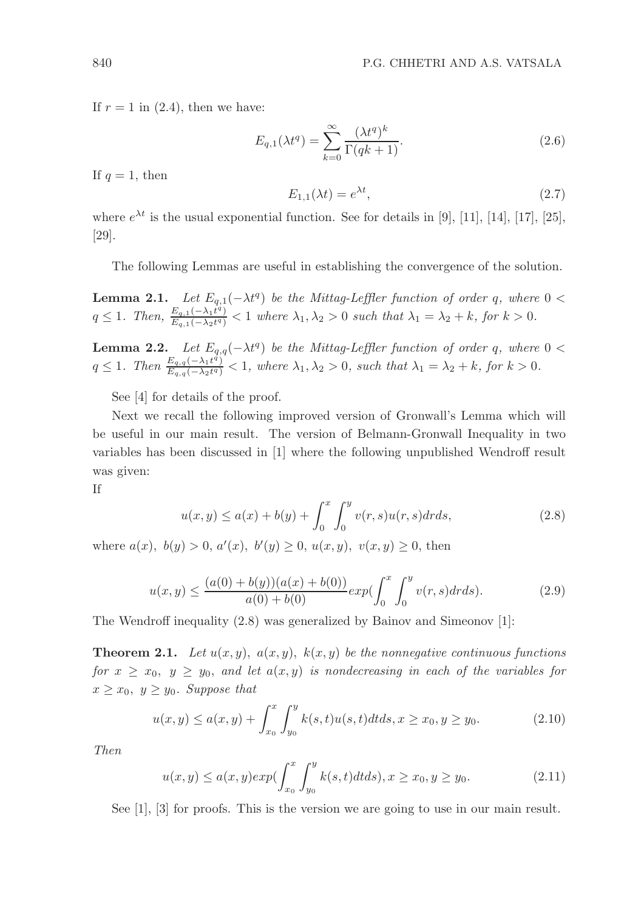If $r = 1$ in (2.4), then we have:

$$E_{q,1}(\lambda t^q) = \sum_{k=0}^{\infty} \frac{(\lambda t^q)^k}{\Gamma(qk+1)}. \tag{2.6}$$

If $q = 1$, then

$$E_{1,1}(\lambda t) = e^{\lambda t}, \tag{2.7}$$

where $e^{\lambda t}$ is the usual exponential function. See for details in [9], [11], [14], [17], [25], [29].

The following Lemmas are useful in establishing the convergence of the solution.

**Lemma 2.1.** *Let $E_{q,1}(-\lambda t^q)$ be the Mittag-Leffler function of order $q$, where $0 < q \leq 1$. Then, $\frac{E_{q,1}(-\lambda_1 t^q)}{E_{q,1}(-\lambda_2 t^q)} < 1$ where $\lambda_1, \lambda_2 > 0$ such that $\lambda_1 = \lambda_2 + k$, for $k > 0$.*

**Lemma 2.2.** *Let $E_{q,q}(-\lambda t^q)$ be the Mittag-Leffler function of order $q$, where $0 < q \leq 1$. Then $\frac{E_{q,q}(-\lambda_1 t^q)}{E_{q,q}(-\lambda_2 t^q)} < 1$, where $\lambda_1, \lambda_2 > 0$, such that $\lambda_1 = \lambda_2 + k$, for $k > 0$.*

See [4] for details of the proof.

Next we recall the following improved version of Gronwall's Lemma which will be useful in our main result. The version of Belmann-Gronwall Inequality in two variables has been discussed in [1] where the following unpublished Wendroff result was given:

If

$$u(x, y) \leq a(x) + b(y) + \int_0^x \int_0^y v(r, s)u(r, s)drds, \tag{2.8}$$

where $a(x),\ b(y) > 0,\ a'(x),\ b'(y) \geq 0,\ u(x, y),\ v(x, y) \geq 0$, then

$$u(x, y) \leq \frac{(a(0) + b(y))(a(x) + b(0))}{a(0) + b(0)} exp(\int_0^x \int_0^y v(r, s)drds). \tag{2.9}$$

The Wendroff inequality (2.8) was generalized by Bainov and Simeonov [1]:

**Theorem 2.1.** *Let $u(x, y),\ a(x, y),\ k(x, y)$ be the nonnegative continuous functions for $x \geq x_0,\ y \geq y_0$, and let $a(x, y)$ is nondecreasing in each of the variables for $x \geq x_0,\ y \geq y_0$. Suppose that*

$$u(x, y) \leq a(x, y) + \int_{x_0}^x \int_{y_0}^y k(s, t)u(s, t)dtds, x \geq x_0, y \geq y_0. \tag{2.10}$$

*Then*

$$u(x, y) \leq a(x, y) exp(\int_{x_0}^x \int_{y_0}^y k(s, t)dtds), x \geq x_0, y \geq y_0. \tag{2.11}$$

See [1], [3] for proofs. This is the version we are going to use in our main result.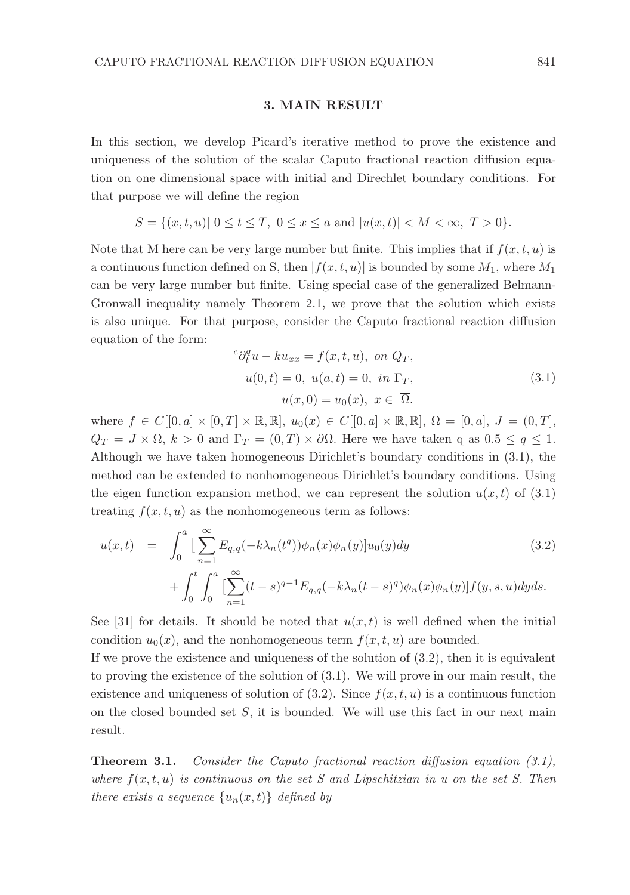## 3. MAIN RESULT

In this section, we develop Picard's iterative method to prove the existence and uniqueness of the solution of the scalar Caputo fractional reaction diffusion equation on one dimensional space with initial and Direchlet boundary conditions. For that purpose we will define the region

$$S = \{(x,t,u)|\ 0 \le t \le T,\ 0 \le x \le a \text{ and } |u(x,t)| < M < \infty,\ T > 0\}.$$

Note that M here can be very large number but finite. This implies that if $f(x,t,u)$ is a continuous function defined on S, then $|f(x,t,u)|$ is bounded by some $M_1$, where $M_1$ can be very large number but finite. Using special case of the generalized Belmann-Gronwall inequality namely Theorem 2.1, we prove that the solution which exists is also unique. For that purpose, consider the Caputo fractional reaction diffusion equation of the form:

$$\begin{aligned} {}^c\partial_t^q u - ku_{xx} &= f(x,t,u),\ \text{on } Q_T, \\ u(0,t) = 0,\ u(a,t) &= 0,\ \text{in } \Gamma_T, \\ u(x,0) &= u_0(x),\ x \in \overline{\Omega}. \end{aligned} \tag{3.1}$$

where $f \in C[[0,a] \times [0,T] \times \mathbb{R}, \mathbb{R}]$, $u_0(x) \in C[[0,a] \times \mathbb{R}, \mathbb{R}]$, $\Omega = [0,a]$, $J = (0,T]$, $Q_T = J \times \Omega$, $k > 0$ and $\Gamma_T = (0,T) \times \partial\Omega$. Here we have taken q as $0.5 \le q \le 1$. Although we have taken homogeneous Dirichlet's boundary conditions in (3.1), the method can be extended to nonhomogeneous Dirichlet's boundary conditions. Using the eigen function expansion method, we can represent the solution $u(x,t)$ of (3.1) treating $f(x,t,u)$ as the nonhomogeneous term as follows:

$$\begin{aligned} u(x,t) &= \int_0^a [\sum_{n=1}^{\infty} E_{q,q}(-k\lambda_n(t^q))\phi_n(x)\phi_n(y)]u_0(y)dy \\ &\quad + \int_0^t \int_0^a [\sum_{n=1}^{\infty} (t-s)^{q-1} E_{q,q}(-k\lambda_n(t-s)^q)\phi_n(x)\phi_n(y)]f(y,s,u)dyds. \end{aligned} \tag{3.2}$$

See [31] for details. It should be noted that $u(x,t)$ is well defined when the initial condition $u_0(x)$, and the nonhomogeneous term $f(x,t,u)$ are bounded.

If we prove the existence and uniqueness of the solution of (3.2), then it is equivalent to proving the existence of the solution of (3.1). We will prove in our main result, the existence and uniqueness of solution of (3.2). Since $f(x,t,u)$ is a continuous function on the closed bounded set $S$, it is bounded. We will use this fact in our next main result.

**Theorem 3.1.** *Consider the Caputo fractional reaction diffusion equation (3.1), where $f(x,t,u)$ is continuous on the set S and Lipschitzian in u on the set S. Then there exists a sequence $\{u_n(x,t)\}$ defined by*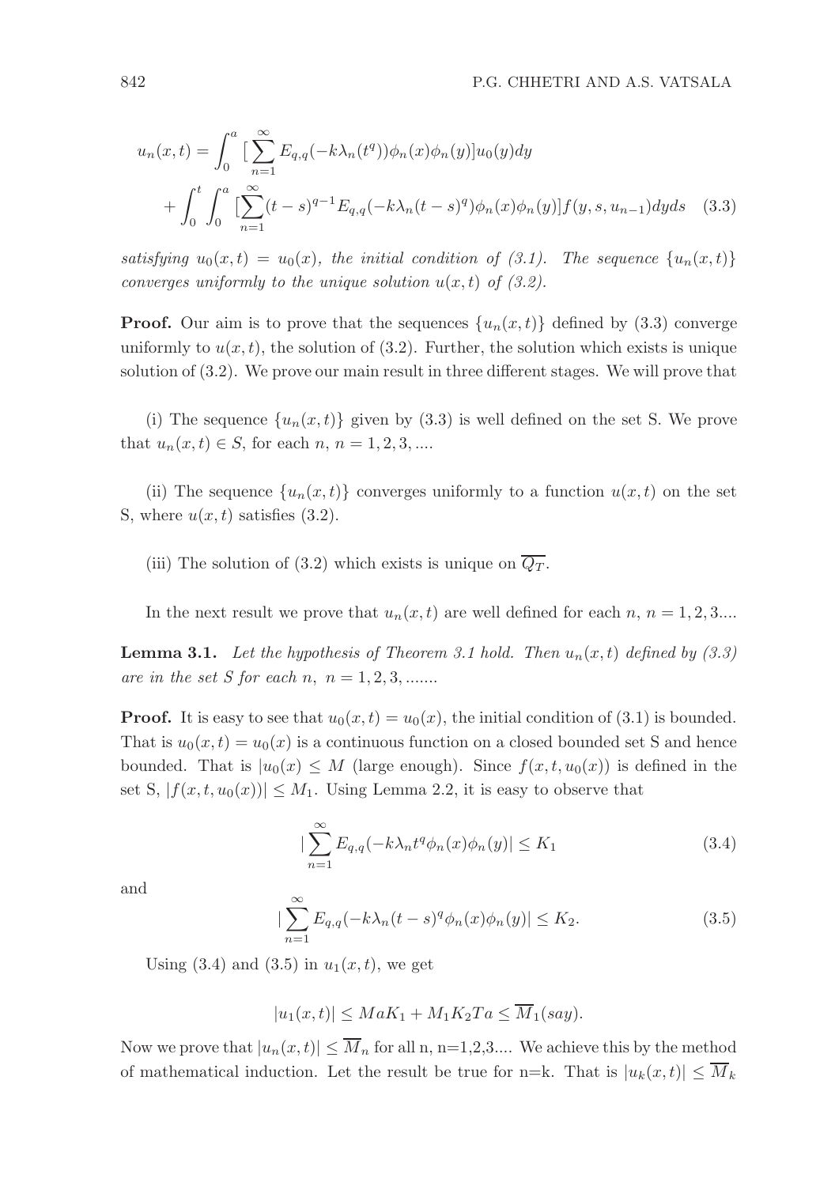$$
\begin{aligned}
u_n(x,t) &= \int_0^a [\sum_{n=1}^{\infty} E_{q,q}(-k\lambda_n(t^q))\phi_n(x)\phi_n(y)]u_0(y)dy \\
&+ \int_0^t \int_0^a [\sum_{n=1}^{\infty} (t-s)^{q-1} E_{q,q}(-k\lambda_n(t-s)^q)\phi_n(x)\phi_n(y)]f(y,s,u_{n-1})dyds \quad (3.3)
\end{aligned}
$$

*satisfying $u_0(x,t) = u_0(x)$, the initial condition of (3.1). The sequence $\{u_n(x,t)\}$ converges uniformly to the unique solution $u(x,t)$ of (3.2).*

**Proof.** Our aim is to prove that the sequences $\{u_n(x,t)\}$ defined by (3.3) converge uniformly to $u(x,t)$, the solution of (3.2). Further, the solution which exists is unique solution of (3.2). We prove our main result in three different stages. We will prove that

(i) The sequence $\{u_n(x,t)\}$ given by (3.3) is well defined on the set S. We prove that $u_n(x,t) \in S$, for each $n$, $n = 1, 2, 3, ....$

(ii) The sequence $\{u_n(x,t)\}$ converges uniformly to a function $u(x,t)$ on the set S, where $u(x,t)$ satisfies (3.2).

(iii) The solution of (3.2) which exists is unique on $\overline{Q_T}$.

In the next result we prove that $u_n(x,t)$ are well defined for each $n$, $n = 1, 2, 3....$

**Lemma 3.1.** *Let the hypothesis of Theorem 3.1 hold. Then $u_n(x,t)$ defined by (3.3) are in the set S for each $n$, $n = 1, 2, 3, .......$*

**Proof.** It is easy to see that $u_0(x,t) = u_0(x)$, the initial condition of (3.1) is bounded. That is $u_0(x,t) = u_0(x)$ is a continuous function on a closed bounded set S and hence bounded. That is $|u_0(x) \leq M$ (large enough). Since $f(x,t,u_0(x))$ is defined in the set S, $|f(x,t,u_0(x))| \leq M_1$. Using Lemma 2.2, it is easy to observe that

$$
|\sum_{n=1}^{\infty} E_{q,q}(-k\lambda_n t^q \phi_n(x)\phi_n(y)| \leq K_1 \quad (3.4)
$$

and

$$
|\sum_{n=1}^{\infty} E_{q,q}(-k\lambda_n (t-s)^q \phi_n(x)\phi_n(y)| \leq K_2. \quad (3.5)
$$

Using (3.4) and (3.5) in $u_1(x,t)$, we get

$$
|u_1(x,t)| \leq MaK_1 + M_1K_2Ta \leq \overline{M}_1 (say).
$$

Now we prove that $|u_n(x,t)| \leq \overline{M}_n$ for all n, n=1,2,3.... We achieve this by the method of mathematical induction. Let the result be true for n=k. That is $|u_k(x,t)| \leq \overline{M}_k$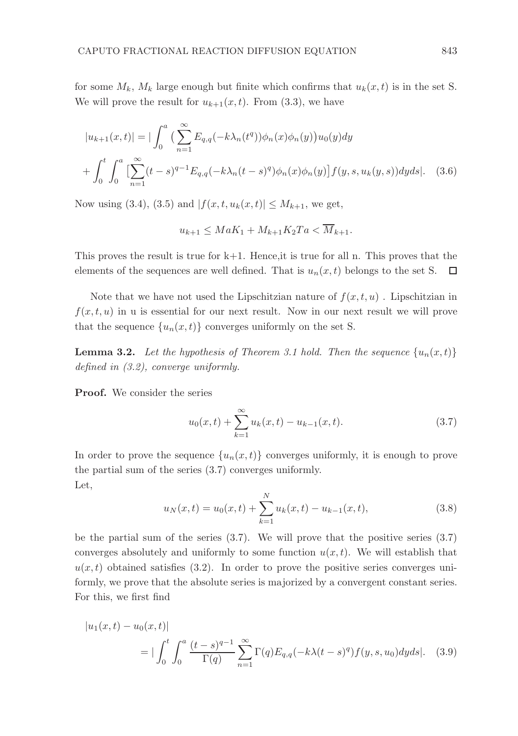for some $M_k$, $M_k$ large enough but finite which confirms that $u_k(x,t)$ is in the set S. We will prove the result for $u_{k+1}(x,t)$. From (3.3), we have

$$
\begin{aligned}
|u_{k+1}(x,t)| &= | \int_0^a \big( \sum_{n=1}^{\infty} E_{q,q}(-k\lambda_n(t^q))\phi_n(x)\phi_n(y)\big) u_0(y)dy \\
&+ \int_0^t \int_0^a \big[\sum_{n=1}^{\infty} (t-s)^{q-1} E_{q,q}(-k\lambda_n(t-s)^q)\phi_n(x)\phi_n(y)\big] f(y,s,u_k(y,s))dyds|. \quad (3.6)
\end{aligned}
$$

Now using (3.4), (3.5) and $|f(x,t,u_k(x,t)| \leq M_{k+1}$, we get,

$$
u_{k+1} \leq MaK_1 + M_{k+1}K_2Ta < \overline{M}_{k+1}.
$$

This proves the result is true for k+1. Hence,it is true for all n. This proves that the elements of the sequences are well defined. That is $u_n(x,t)$ belongs to the set S. $\square$

Note that we have not used the Lipschitzian nature of $f(x,t,u)$ . Lipschitzian in $f(x,t,u)$ in u is essential for our next result. Now in our next result we will prove that the sequence $\{u_n(x,t)\}$ converges uniformly on the set S.

**Lemma 3.2.** *Let the hypothesis of Theorem 3.1 hold. Then the sequence $\{u_n(x,t)\}$ defined in (3.2), converge uniformly.*

**Proof.** We consider the series

$$
u_0(x,t) + \sum_{k=1}^{\infty} u_k(x,t) - u_{k-1}(x,t). \quad (3.7)
$$

In order to prove the sequence $\{u_n(x,t)\}$ converges uniformly, it is enough to prove the partial sum of the series (3.7) converges uniformly.
Let,

$$
u_N(x,t) = u_0(x,t) + \sum_{k=1}^{N} u_k(x,t) - u_{k-1}(x,t), \quad (3.8)
$$

be the partial sum of the series (3.7). We will prove that the positive series (3.7) converges absolutely and uniformly to some function $u(x,t)$. We will establish that $u(x,t)$ obtained satisfies (3.2). In order to prove the positive series converges uniformly, we prove that the absolute series is majorized by a convergent constant series. For this, we first find

$$
\begin{aligned}
&|u_1(x,t) - u_0(x,t)| \\
&\qquad = | \int_0^t \int_0^a \frac{(t-s)^{q-1}}{\Gamma(q)} \sum_{n=1}^{\infty} \Gamma(q) E_{q,q}(-k\lambda(t-s)^q) f(y,s,u_0)dyds|. \quad (3.9)
\end{aligned}
$$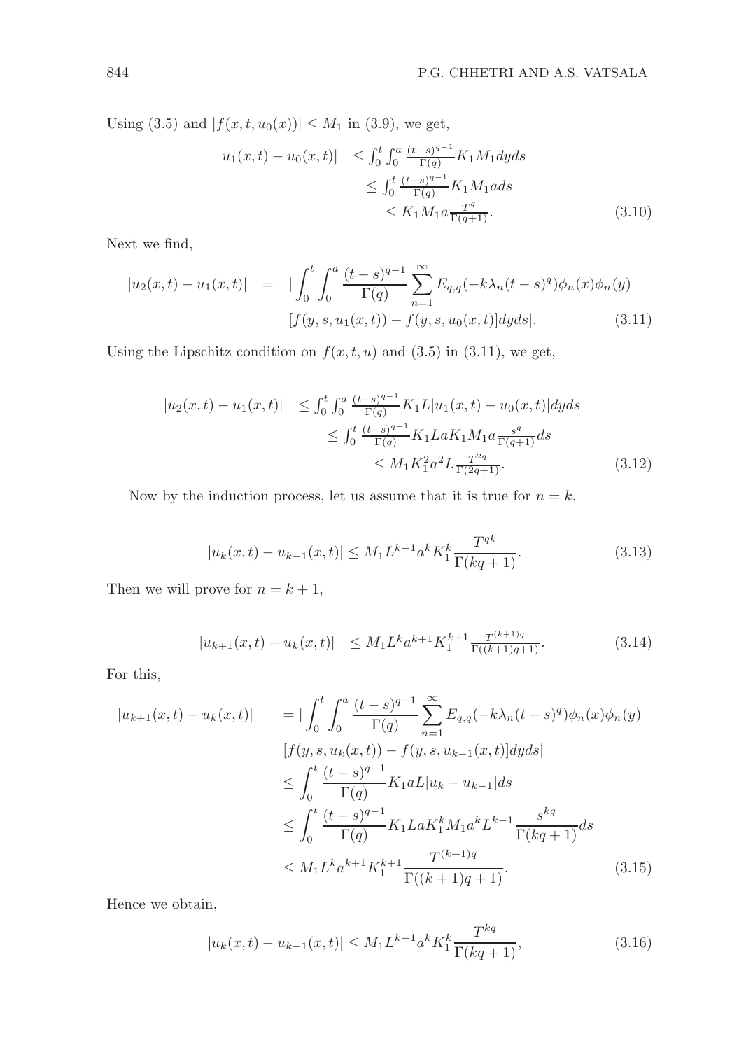Using (3.5) and $|f(x, t, u_0(x))| \leq M_1$ in (3.9), we get,

$$
\begin{aligned}
|u_1(x,t) - u_0(x,t)| &\leq \int_0^t \int_0^a \frac{(t-s)^{q-1}}{\Gamma(q)} K_1 M_1 dyds \\
&\leq \int_0^t \frac{(t-s)^{q-1}}{\Gamma(q)} K_1 M_1 a ds \\
&\leq K_1 M_1 a \frac{T^q}{\Gamma(q+1)}.
\end{aligned} \tag{3.10}
$$

Next we find,

$$
\begin{aligned}
|u_2(x,t) - u_1(x,t)| = |&\int_0^t \int_0^a \frac{(t-s)^{q-1}}{\Gamma(q)} \sum_{n=1}^{\infty} E_{q,q}(-k\lambda_n (t-s)^q) \phi_n(x) \phi_n(y) \\
&[f(y, s, u_1(x,t)) - f(y, s, u_0(x,t)] dyds|.
\end{aligned} \tag{3.11}
$$

Using the Lipschitz condition on $f(x, t, u)$ and (3.5) in (3.11), we get,

$$
\begin{aligned}
|u_2(x,t) - u_1(x,t)| &\leq \int_0^t \int_0^a \frac{(t-s)^{q-1}}{\Gamma(q)} K_1 L |u_1(x,t) - u_0(x,t)| dyds \\
&\leq \int_0^t \frac{(t-s)^{q-1}}{\Gamma(q)} K_1 L a K_1 M_1 a \frac{s^q}{\Gamma(q+1)} ds \\
&\leq M_1 K_1^2 a^2 L \frac{T^{2q}}{\Gamma(2q+1)}.
\end{aligned} \tag{3.12}
$$

Now by the induction process, let us assume that it is true for $n = k$,

$$
|u_k(x,t) - u_{k-1}(x,t)| \leq M_1 L^{k-1} a^k K_1^k \frac{T^{qk}}{\Gamma(kq+1)}. \tag{3.13}
$$

Then we will prove for $n = k+1$,

$$
|u_{k+1}(x,t) - u_k(x,t)| \leq M_1 L^k a^{k+1} K_1^{k+1} \frac{T^{(k+1)q}}{\Gamma((k+1)q+1)}. \tag{3.14}
$$

For this,

$$
\begin{aligned}
|u_{k+1}(x,t) - u_k(x,t)| &= |\int_0^t \int_0^a \frac{(t-s)^{q-1}}{\Gamma(q)} \sum_{n=1}^{\infty} E_{q,q}(-k\lambda_n (t-s)^q) \phi_n(x) \phi_n(y) \\
&\quad [f(y, s, u_k(x,t)) - f(y, s, u_{k-1}(x,t)] dyds| \\
&\leq \int_0^t \frac{(t-s)^{q-1}}{\Gamma(q)} K_1 a L |u_k - u_{k-1}| ds \\
&\leq \int_0^t \frac{(t-s)^{q-1}}{\Gamma(q)} K_1 L a K_1^k M_1 a^k L^{k-1} \frac{s^{kq}}{\Gamma(kq+1)} ds \\
&\leq M_1 L^k a^{k+1} K_1^{k+1} \frac{T^{(k+1)q}}{\Gamma((k+1)q+1)}.
\end{aligned} \tag{3.15}
$$

Hence we obtain,

$$
|u_k(x,t) - u_{k-1}(x,t)| \leq M_1 L^{k-1} a^k K_1^k \frac{T^{kq}}{\Gamma(kq+1)}, \tag{3.16}
$$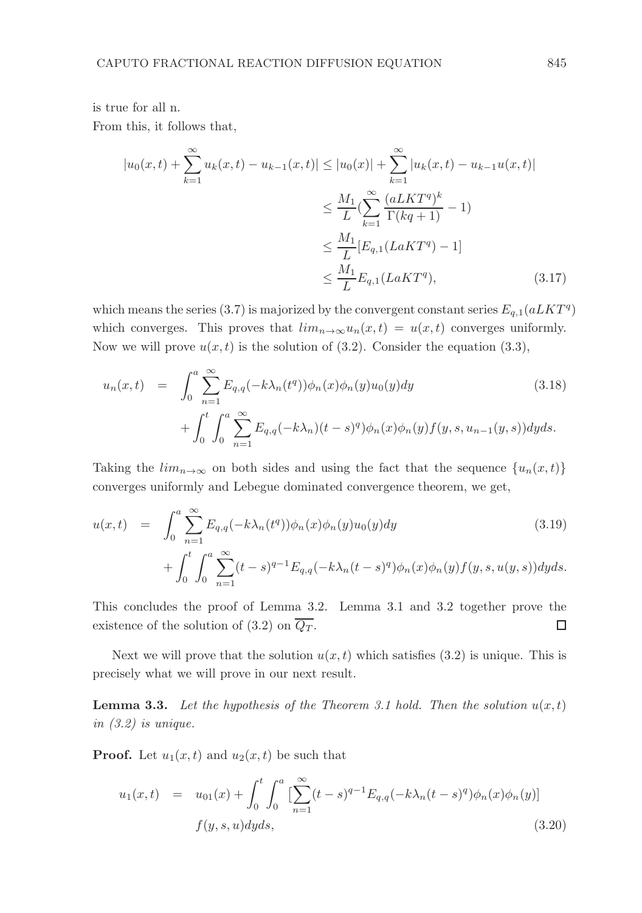is true for all n.

From this, it follows that,

$$
\begin{aligned}
|u_0(x,t) + \sum_{k=1}^{\infty} u_k(x,t) - u_{k-1}(x,t)| &\leq |u_0(x)| + \sum_{k=1}^{\infty} |u_k(x,t) - u_{k-1}u(x,t)| \\
&\leq \frac{M_1}{L}\left(\sum_{k=1}^{\infty} \frac{(aLKT^q)^k}{\Gamma(kq+1)} - 1\right) \\
&\leq \frac{M_1}{L}[E_{q,1}(LaKT^q) - 1] \\
&\leq \frac{M_1}{L} E_{q,1}(LaKT^q), \qquad (3.17)
\end{aligned}
$$

which means the series (3.7) is majorized by the convergent constant series $E_{q,1}(aLKT^q)$ which converges. This proves that $lim_{n\to\infty} u_n(x,t) = u(x,t)$ converges uniformly. Now we will prove $u(x,t)$ is the solution of (3.2). Consider the equation (3.3),

$$
\begin{aligned}
u_n(x,t) &= \int_0^a \sum_{n=1}^{\infty} E_{q,q}(-k\lambda_n(t^q))\phi_n(x)\phi_n(y)u_0(y)dy \qquad (3.18) \\
&\quad + \int_0^t \int_0^a \sum_{n=1}^{\infty} E_{q,q}(-k\lambda_n)(t-s)^q)\phi_n(x)\phi_n(y)f(y,s,u_{n-1}(y,s))dyds.
\end{aligned}
$$

Taking the $lim_{n\to\infty}$ on both sides and using the fact that the sequence $\{u_n(x,t)\}$ converges uniformly and Lebegue dominated convergence theorem, we get,

$$
\begin{aligned}
u(x,t) &= \int_0^a \sum_{n=1}^{\infty} E_{q,q}(-k\lambda_n(t^q))\phi_n(x)\phi_n(y)u_0(y)dy \qquad (3.19) \\
&\quad + \int_0^t \int_0^a \sum_{n=1}^{\infty} (t-s)^{q-1} E_{q,q}(-k\lambda_n(t-s)^q)\phi_n(x)\phi_n(y)f(y,s,u(y,s))dyds.
\end{aligned}
$$

This concludes the proof of Lemma 3.2. Lemma 3.1 and 3.2 together prove the existence of the solution of (3.2) on $\overline{Q_T}$. □

Next we will prove that the solution $u(x,t)$ which satisfies (3.2) is unique. This is precisely what we will prove in our next result.

**Lemma 3.3.** *Let the hypothesis of the Theorem 3.1 hold. Then the solution $u(x,t)$ in (3.2) is unique.*

**Proof.** Let $u_1(x,t)$ and $u_2(x,t)$ be such that

$$
\begin{aligned}
u_1(x,t) &= u_{01}(x) + \int_0^t \int_0^a \left[\sum_{n=1}^{\infty} (t-s)^{q-1} E_{q,q}(-k\lambda_n(t-s)^q)\phi_n(x)\phi_n(y)\right] \\
&\quad f(y,s,u)dyds, \qquad (3.20)
\end{aligned}
$$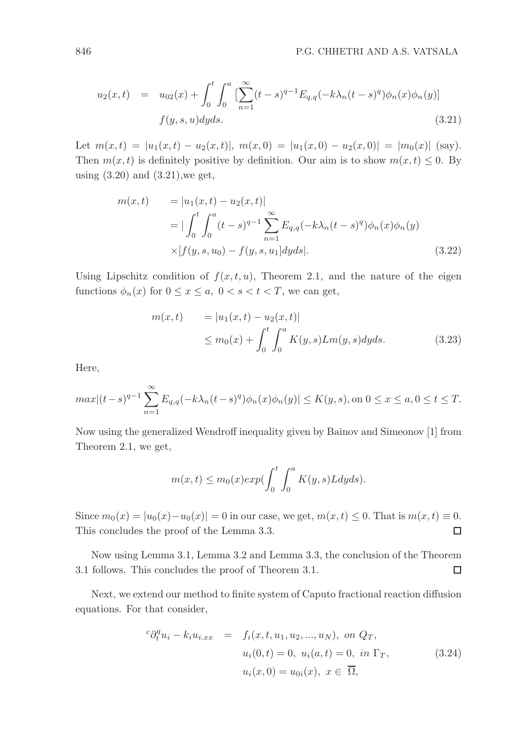$$u_2(x,t) = u_{02}(x) + \int_0^t \int_0^a [\sum_{n=1}^{\infty}(t-s)^{q-1}E_{q,q}(-k\lambda_n(t-s)^q)\phi_n(x)\phi_n(y)] \\ f(y,s,u)dyds. \tag{3.21}$$

Let $m(x,t) = |u_1(x,t) - u_2(x,t)|$, $m(x,0) = |u_1(x,0) - u_2(x,0)| = |m_0(x)|$ (say). Then $m(x,t)$ is definitely positive by definition. Our aim is to show $m(x,t) \leq 0$. By using (3.20) and (3.21),we get,

$$\begin{aligned} m(x,t) &= |u_1(x,t) - u_2(x,t)| \\ &= |\int_0^t \int_0^a (t-s)^{q-1} \sum_{n=1}^{\infty} E_{q,q}(-k\lambda_n(t-s)^q)\phi_n(x)\phi_n(y) \\ &\times [f(y,s,u_0) - f(y,s,u_1]dyds|. \end{aligned} \tag{3.22}$$

Using Lipschitz condition of $f(x,t,u)$, Theorem 2.1, and the nature of the eigen functions $\phi_n(x)$ for $0 \leq x \leq a,\ 0 < s < t < T$, we can get,

$$\begin{aligned} m(x,t) &= |u_1(x,t) - u_2(x,t)| \\ &\leq m_0(x) + \int_0^t \int_0^a K(y,s)Lm(y,s)dyds. \end{aligned} \tag{3.23}$$

Here,

$$max|(t-s)^{q-1}\sum_{n=1}^{\infty} E_{q,q}(-k\lambda_n(t-s)^q)\phi_n(x)\phi_n(y)| \leq K(y,s), \text{on } 0 \leq x \leq a, 0 \leq t \leq T.$$

Now using the generalized Wendroff inequality given by Bainov and Simeonov [1] from Theorem 2.1, we get,

$$m(x,t) \leq m_0(x)exp(\int_0^t \int_0^a K(y,s)Ldyds).$$

Since $m_0(x) = |u_0(x) - u_0(x)| = 0$ in our case, we get, $m(x,t) \leq 0$. That is $m(x,t) \equiv 0$. This concludes the proof of the Lemma 3.3. □

Now using Lemma 3.1, Lemma 3.2 and Lemma 3.3, the conclusion of the Theorem 3.1 follows. This concludes the proof of Theorem 3.1. □

Next, we extend our method to finite system of Caputo fractional reaction diffusion equations. For that consider,

$$\begin{aligned} {}^c\partial_t^q u_i - k_i u_{i,xx} &= f_i(x,t,u_1,u_2,...,u_N),\ on\ Q_T, \\ & u_i(0,t) = 0,\ u_i(a,t) = 0,\ in\ \Gamma_T, \\ & u_i(x,0) = u_{0i}(x),\ x \in \overline{\Omega}, \end{aligned} \tag{3.24}$$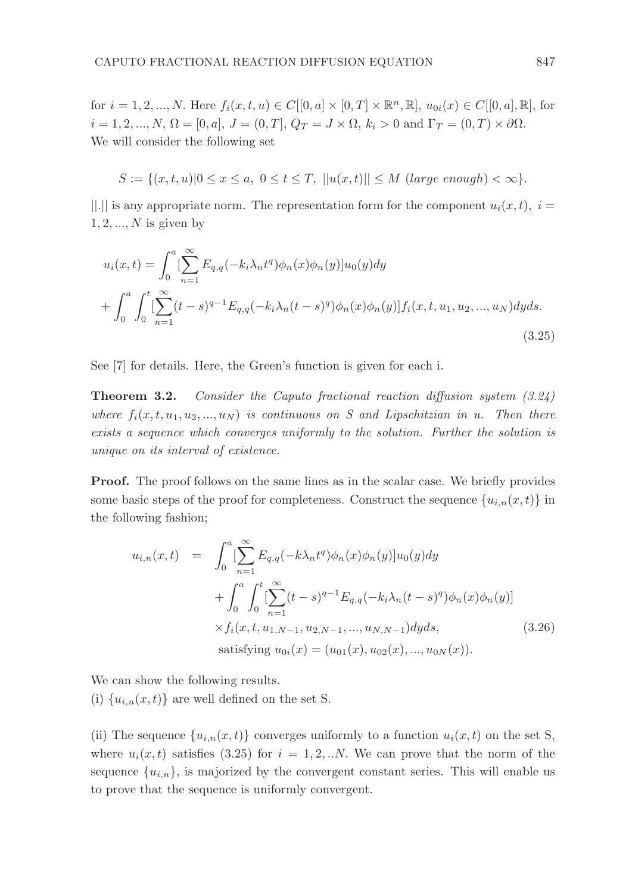for $i = 1, 2, ..., N$. Here $f_i(x, t, u) \in C[[0, a] \times [0, T] \times \mathbb{R}^n, \mathbb{R}]$, $u_{0i}(x) \in C[[0, a], \mathbb{R}]$, for $i = 1, 2, ..., N$, $\Omega = [0, a]$, $J = (0, T]$, $Q_T = J \times \Omega$, $k_i > 0$ and $\Gamma_T = (0, T) \times \partial\Omega$. We will consider the following set

$$S := \{(x, t, u) | 0 \leq x \leq a, \ 0 \leq t \leq T, \ ||u(x, t)|| \leq M \ (large\ enough) < \infty\}.$$

$||.||$ is any appropriate norm. The representation form for the component $u_i(x, t)$, $i = 1, 2, ..., N$ is given by

$$u_i(x,t) = \int_0^a [\sum_{n=1}^{\infty} E_{q,q}(-k_i \lambda_n t^q) \phi_n(x) \phi_n(y)] u_0(y) dy$$
$$+ \int_0^a \int_0^t [\sum_{n=1}^{\infty} (t-s)^{q-1} E_{q,q}(-k_i \lambda_n (t-s)^q) \phi_n(x) \phi_n(y)] f_i(x, t, u_1, u_2, ..., u_N) dy ds. \tag{3.25}$$

See [7] for details. Here, the Green's function is given for each i.

**Theorem 3.2.** *Consider the Caputo fractional reaction diffusion system (3.24) where $f_i(x, t, u_1, u_2, ..., u_N)$ is continuous on $S$ and Lipschitzian in $u$. Then there exists a sequence which converges uniformly to the solution. Further the solution is unique on its interval of existence.*

**Proof.** The proof follows on the same lines as in the scalar case. We briefly provides some basic steps of the proof for completeness. Construct the sequence $\{u_{i,n}(x, t)\}$ in the following fashion;

$$\begin{aligned} u_{i,n}(x,t) &= \int_0^a [\sum_{n=1}^{\infty} E_{q,q}(-k \lambda_n t^q) \phi_n(x) \phi_n(y)] u_0(y) dy \\ &\quad + \int_0^a \int_0^t [\sum_{n=1}^{\infty} (t-s)^{q-1} E_{q,q}(-k_i \lambda_n (t-s)^q) \phi_n(x) \phi_n(y)] \\ &\quad \times f_i(x, t, u_{1,N-1}, u_{2,N-1}, ..., u_{N,N-1}) dy ds, \\ &\quad \text{satisfying } u_{0i}(x) = (u_{01}(x), u_{02}(x), ..., u_{0N}(x)). \end{aligned} \tag{3.26}$$

We can show the following results.

(i) $\{u_{i,n}(x, t)\}$ are well defined on the set S.

(ii) The sequence $\{u_{i,n}(x, t)\}$ converges uniformly to a function $u_i(x, t)$ on the set S, where $u_i(x, t)$ satisfies (3.25) for $i = 1, 2, ..N$. We can prove that the norm of the sequence $\{u_{i,n}\}$, is majorized by the convergent constant series. This will enable us to prove that the sequence is uniformly convergent.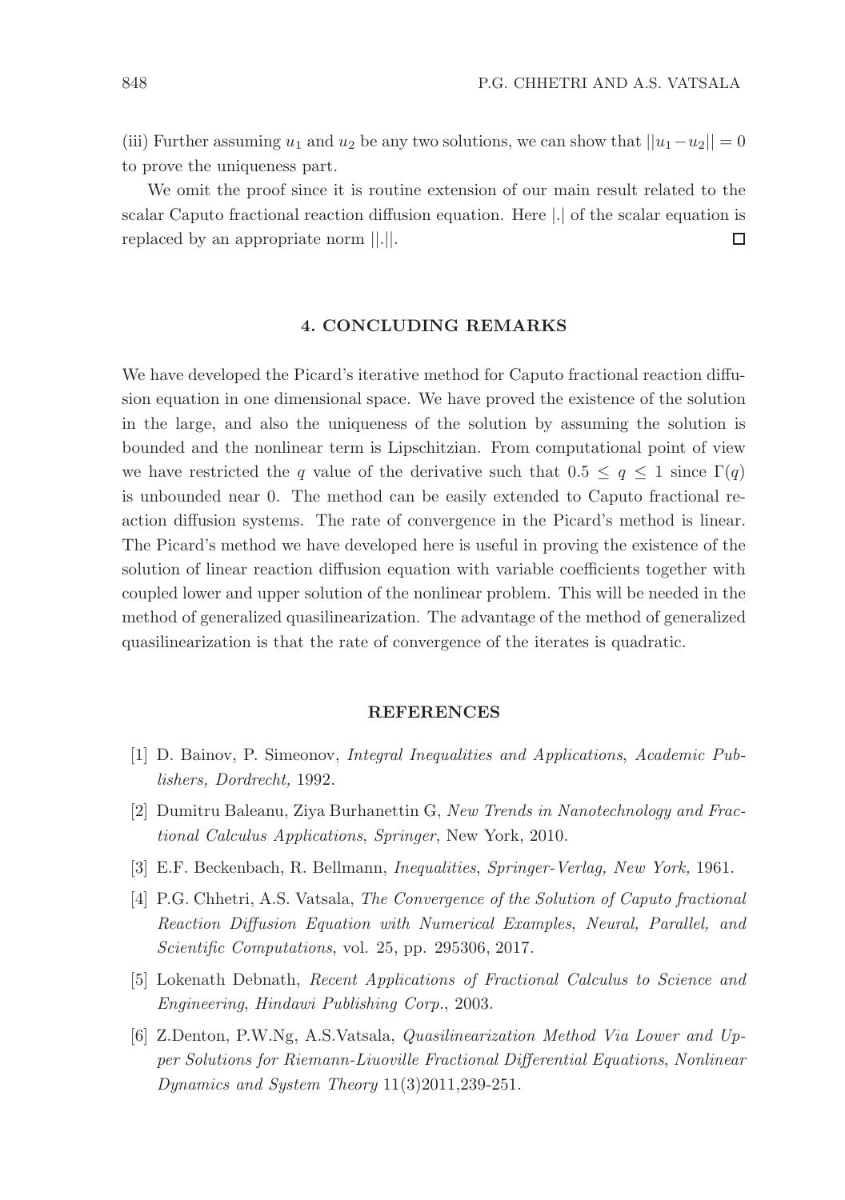(iii) Further assuming $u_1$ and $u_2$ be any two solutions, we can show that $||u_1 - u_2|| = 0$ to prove the uniqueness part.

We omit the proof since it is routine extension of our main result related to the scalar Caputo fractional reaction diffusion equation. Here $|.|$ of the scalar equation is replaced by an appropriate norm $||.||$. □

## 4. CONCLUDING REMARKS

We have developed the Picard's iterative method for Caputo fractional reaction diffusion equation in one dimensional space. We have proved the existence of the solution in the large, and also the uniqueness of the solution by assuming the solution is bounded and the nonlinear term is Lipschitzian. From computational point of view we have restricted the $q$ value of the derivative such that $0.5 \leq q \leq 1$ since $\Gamma(q)$ is unbounded near 0. The method can be easily extended to Caputo fractional reaction diffusion systems. The rate of convergence in the Picard's method is linear. The Picard's method we have developed here is useful in proving the existence of the solution of linear reaction diffusion equation with variable coefficients together with coupled lower and upper solution of the nonlinear problem. This will be needed in the method of generalized quasilinearization. The advantage of the method of generalized quasilinearization is that the rate of convergence of the iterates is quadratic.

## REFERENCES

[1] D. Bainov, P. Simeonov, *Integral Inequalities and Applications*, *Academic Publishers, Dordrecht,* 1992.

[2] Dumitru Baleanu, Ziya Burhanettin G, *New Trends in Nanotechnology and Fractional Calculus Applications*, *Springer*, New York, 2010.

[3] E.F. Beckenbach, R. Bellmann, *Inequalities*, *Springer-Verlag, New York,* 1961.

[4] P.G. Chhetri, A.S. Vatsala, *The Convergence of the Solution of Caputo fractional Reaction Diffusion Equation with Numerical Examples*, *Neural, Parallel, and Scientific Computations*, vol. 25, pp. 295306, 2017.

[5] Lokenath Debnath, *Recent Applications of Fractional Calculus to Science and Engineering*, *Hindawi Publishing Corp.*, 2003.

[6] Z.Denton, P.W.Ng, A.S.Vatsala, *Quasilinearization Method Via Lower and Upper Solutions for Riemann-Liuoville Fractional Differential Equations*, *Nonlinear Dynamics and System Theory* 11(3)2011,239-251.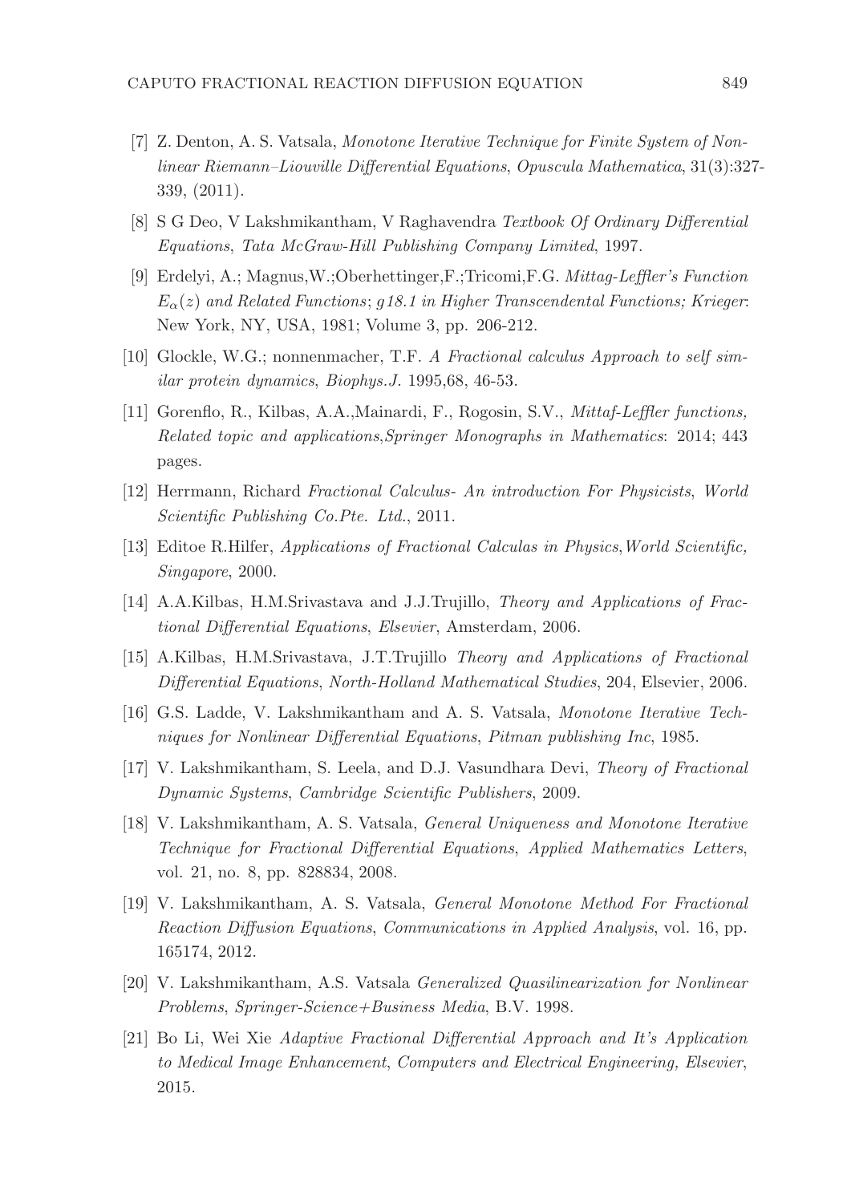[7] Z. Denton, A. S. Vatsala, *Monotone Iterative Technique for Finite System of Nonlinear Riemann–Liouville Differential Equations*, *Opuscula Mathematica*, 31(3):327-339, (2011).

[8] S G Deo, V Lakshmikantham, V Raghavendra *Textbook Of Ordinary Differential Equations*, *Tata McGraw-Hill Publishing Company Limited*, 1997.

[9] Erdelyi, A.; Magnus,W.;Oberhettinger,F.;Tricomi,F.G. *Mittag-Leffler's Function $E_\alpha(z)$ and Related Functions*; *g18.1 in Higher Transcendental Functions; Krieger*: New York, NY, USA, 1981; Volume 3, pp. 206-212.

[10] Glockle, W.G.; nonnenmacher, T.F. *A Fractional calculus Approach to self similar protein dynamics*, *Biophys.J.* 1995,68, 46-53.

[11] Gorenflo, R., Kilbas, A.A.,Mainardi, F., Rogosin, S.V., *Mittaf-Leffler functions, Related topic and applications*,*Springer Monographs in Mathematics*: 2014; 443 pages.

[12] Herrmann, Richard *Fractional Calculus- An introduction For Physicists*, *World Scientific Publishing Co.Pte. Ltd.*, 2011.

[13] Editoe R.Hilfer, *Applications of Fractional Calculas in Physics*,*World Scientific, Singapore*, 2000.

[14] A.A.Kilbas, H.M.Srivastava and J.J.Trujillo, *Theory and Applications of Fractional Differential Equations*, *Elsevier*, Amsterdam, 2006.

[15] A.Kilbas, H.M.Srivastava, J.T.Trujillo *Theory and Applications of Fractional Differential Equations*, *North-Holland Mathematical Studies*, 204, Elsevier, 2006.

[16] G.S. Ladde, V. Lakshmikantham and A. S. Vatsala, *Monotone Iterative Techniques for Nonlinear Differential Equations*, *Pitman publishing Inc*, 1985.

[17] V. Lakshmikantham, S. Leela, and D.J. Vasundhara Devi, *Theory of Fractional Dynamic Systems*, *Cambridge Scientific Publishers*, 2009.

[18] V. Lakshmikantham, A. S. Vatsala, *General Uniqueness and Monotone Iterative Technique for Fractional Differential Equations*, *Applied Mathematics Letters*, vol. 21, no. 8, pp. 828834, 2008.

[19] V. Lakshmikantham, A. S. Vatsala, *General Monotone Method For Fractional Reaction Diffusion Equations*, *Communications in Applied Analysis*, vol. 16, pp. 165174, 2012.

[20] V. Lakshmikantham, A.S. Vatsala *Generalized Quasilinearization for Nonlinear Problems*, *Springer-Science+Business Media*, B.V. 1998.

[21] Bo Li, Wei Xie *Adaptive Fractional Differential Approach and It's Application to Medical Image Enhancement*, *Computers and Electrical Engineering, Elsevier*, 2015.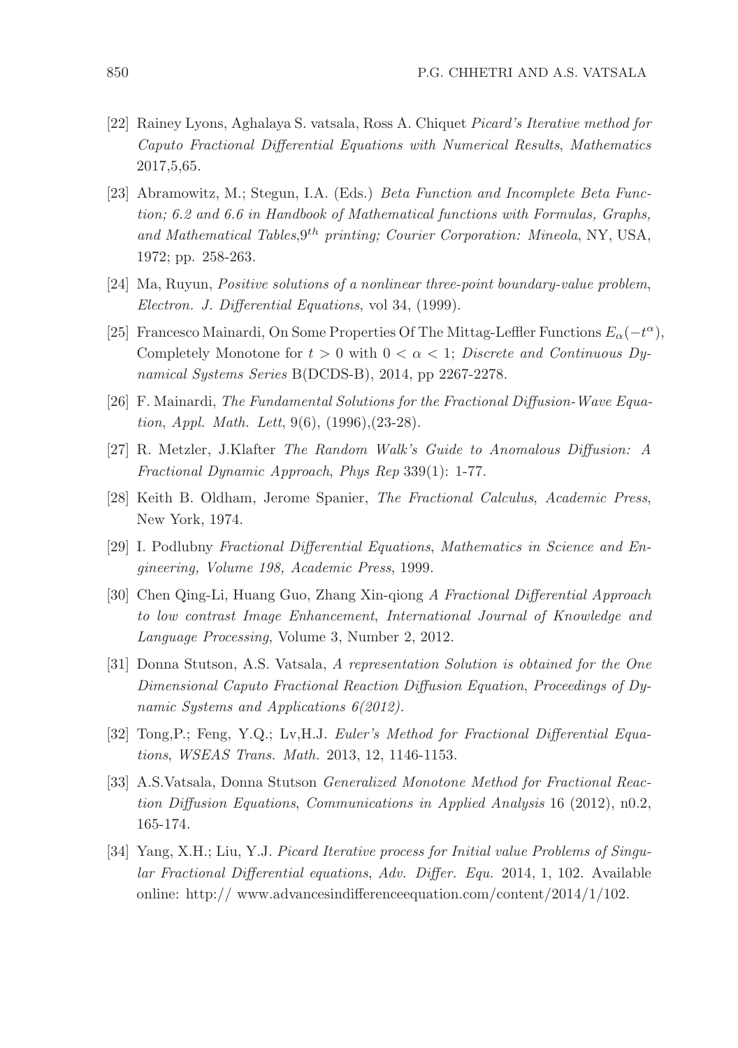[22] Rainey Lyons, Aghalaya S. vatsala, Ross A. Chiquet *Picard's Iterative method for Caputo Fractional Differential Equations with Numerical Results*, *Mathematics* 2017,5,65.

[23] Abramowitz, M.; Stegun, I.A. (Eds.) *Beta Function and Incomplete Beta Function; 6.2 and 6.6 in Handbook of Mathematical functions with Formulas, Graphs, and Mathematical Tables*,$9^{th}$ *printing; Courier Corporation: Mineola*, NY, USA, 1972; pp. 258-263.

[24] Ma, Ruyun, *Positive solutions of a nonlinear three-point boundary-value problem*, *Electron. J. Differential Equations*, vol 34, (1999).

[25] Francesco Mainardi, On Some Properties Of The Mittag-Leffler Functions $E_\alpha(-t^\alpha)$, Completely Monotone for $t > 0$ with $0 < \alpha < 1$; *Discrete and Continuous Dynamical Systems Series* B(DCDS-B), 2014, pp 2267-2278.

[26] F. Mainardi, *The Fundamental Solutions for the Fractional Diffusion-Wave Equation*, *Appl. Math. Lett*, 9(6), (1996),(23-28).

[27] R. Metzler, J.Klafter *The Random Walk's Guide to Anomalous Diffusion: A Fractional Dynamic Approach*, *Phys Rep* 339(1): 1-77.

[28] Keith B. Oldham, Jerome Spanier, *The Fractional Calculus*, *Academic Press*, New York, 1974.

[29] I. Podlubny *Fractional Differential Equations*, *Mathematics in Science and Engineering, Volume 198, Academic Press*, 1999.

[30] Chen Qing-Li, Huang Guo, Zhang Xin-qiong *A Fractional Differential Approach to low contrast Image Enhancement*, *International Journal of Knowledge and Language Processing*, Volume 3, Number 2, 2012.

[31] Donna Stutson, A.S. Vatsala, *A representation Solution is obtained for the One Dimensional Caputo Fractional Reaction Diffusion Equation*, *Proceedings of Dynamic Systems and Applications 6(2012).*

[32] Tong,P.; Feng, Y.Q.; Lv,H.J. *Euler's Method for Fractional Differential Equations*, *WSEAS Trans. Math.* 2013, 12, 1146-1153.

[33] A.S.Vatsala, Donna Stutson *Generalized Monotone Method for Fractional Reaction Diffusion Equations*, *Communications in Applied Analysis* 16 (2012), n0.2, 165-174.

[34] Yang, X.H.; Liu, Y.J. *Picard Iterative process for Initial value Problems of Singular Fractional Differential equations*, *Adv. Differ. Equ.* 2014, 1, 102. Available online: http:// www.advancesindifferenceequation.com/content/2014/1/102.